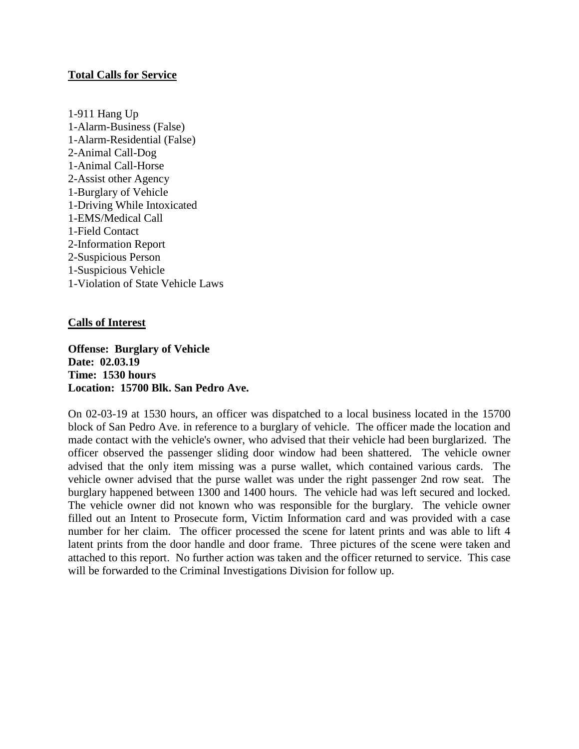**Total Calls for Service**

1-911 Hang Up
1-Alarm-Business (False)
1-Alarm-Residential (False)
2-Animal Call-Dog
1-Animal Call-Horse
2-Assist other Agency
1-Burglary of Vehicle
1-Driving While Intoxicated
1-EMS/Medical Call
1-Field Contact
2-Information Report
2-Suspicious Person
1-Suspicious Vehicle
1-Violation of State Vehicle Laws

**Calls of Interest**

**Offense: Burglary of Vehicle**
**Date: 02.03.19**
**Time: 1530 hours**
**Location: 15700 Blk. San Pedro Ave.**

On 02-03-19 at 1530 hours, an officer was dispatched to a local business located in the 15700 block of San Pedro Ave. in reference to a burglary of vehicle. The officer made the location and made contact with the vehicle's owner, who advised that their vehicle had been burglarized. The officer observed the passenger sliding door window had been shattered. The vehicle owner advised that the only item missing was a purse wallet, which contained various cards. The vehicle owner advised that the purse wallet was under the right passenger 2nd row seat. The burglary happened between 1300 and 1400 hours. The vehicle had was left secured and locked. The vehicle owner did not known who was responsible for the burglary. The vehicle owner filled out an Intent to Prosecute form, Victim Information card and was provided with a case number for her claim. The officer processed the scene for latent prints and was able to lift 4 latent prints from the door handle and door frame. Three pictures of the scene were taken and attached to this report. No further action was taken and the officer returned to service. This case will be forwarded to the Criminal Investigations Division for follow up.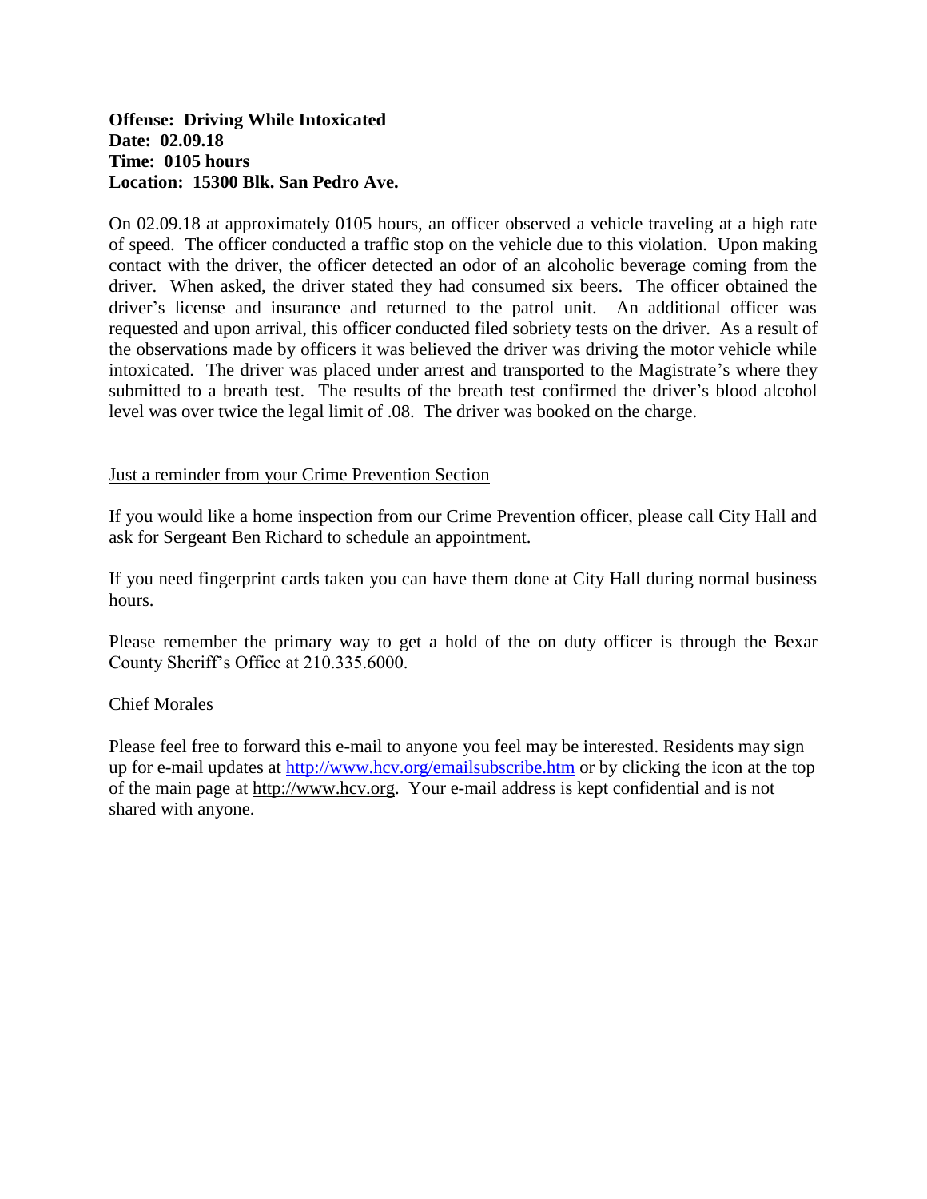**Offense: Driving While Intoxicated**
**Date: 02.09.18**
**Time: 0105 hours**
**Location: 15300 Blk. San Pedro Ave.**

On 02.09.18 at approximately 0105 hours, an officer observed a vehicle traveling at a high rate of speed. The officer conducted a traffic stop on the vehicle due to this violation. Upon making contact with the driver, the officer detected an odor of an alcoholic beverage coming from the driver. When asked, the driver stated they had consumed six beers. The officer obtained the driver's license and insurance and returned to the patrol unit. An additional officer was requested and upon arrival, this officer conducted filed sobriety tests on the driver. As a result of the observations made by officers it was believed the driver was driving the motor vehicle while intoxicated. The driver was placed under arrest and transported to the Magistrate's where they submitted to a breath test. The results of the breath test confirmed the driver's blood alcohol level was over twice the legal limit of .08. The driver was booked on the charge.

<u>Just a reminder from your Crime Prevention Section</u>

If you would like a home inspection from our Crime Prevention officer, please call City Hall and ask for Sergeant Ben Richard to schedule an appointment.

If you need fingerprint cards taken you can have them done at City Hall during normal business hours.

Please remember the primary way to get a hold of the on duty officer is through the Bexar County Sheriff's Office at 210.335.6000.

Chief Morales

Please feel free to forward this e-mail to anyone you feel may be interested. Residents may sign up for e-mail updates at http://www.hcv.org/emailsubscribe.htm or by clicking the icon at the top of the main page at http://www.hcv.org. Your e-mail address is kept confidential and is not shared with anyone.